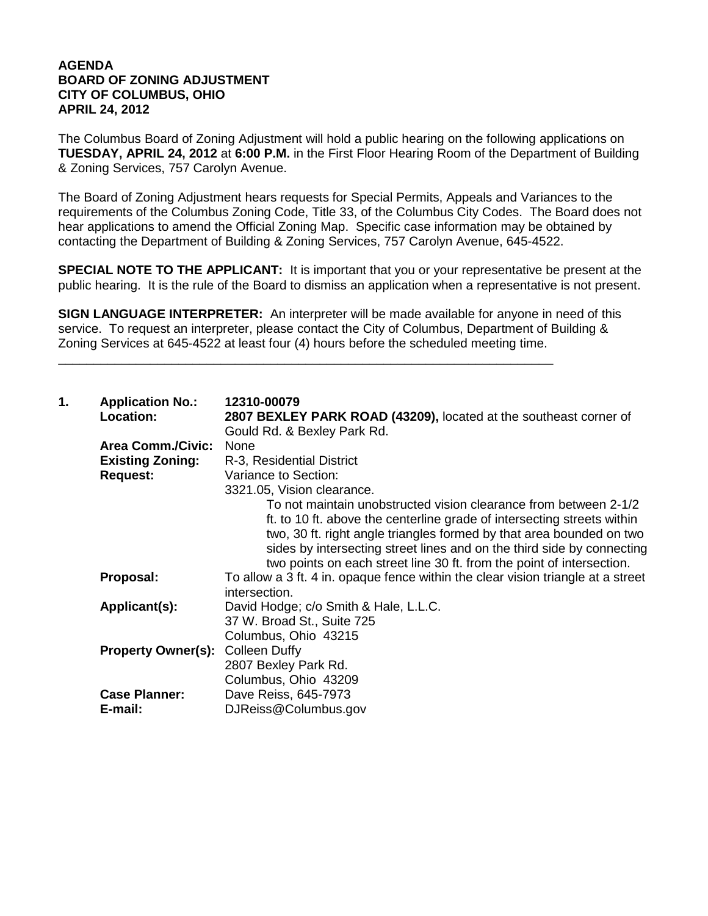**AGENDA**
**BOARD OF ZONING ADJUSTMENT**
**CITY OF COLUMBUS, OHIO**
**APRIL 24, 2012**

The Columbus Board of Zoning Adjustment will hold a public hearing on the following applications on **TUESDAY, APRIL 24, 2012** at **6:00 P.M.** in the First Floor Hearing Room of the Department of Building & Zoning Services, 757 Carolyn Avenue.

The Board of Zoning Adjustment hears requests for Special Permits, Appeals and Variances to the requirements of the Columbus Zoning Code, Title 33, of the Columbus City Codes. The Board does not hear applications to amend the Official Zoning Map. Specific case information may be obtained by contacting the Department of Building & Zoning Services, 757 Carolyn Avenue, 645-4522.

**SPECIAL NOTE TO THE APPLICANT:** It is important that you or your representative be present at the public hearing. It is the rule of the Board to dismiss an application when a representative is not present.

**SIGN LANGUAGE INTERPRETER:** An interpreter will be made available for anyone in need of this service. To request an interpreter, please contact the City of Columbus, Department of Building & Zoning Services at 645-4522 at least four (4) hours before the scheduled meeting time.

---

**1. Application No.:** **12310-00079**

**Location:** **2807 BEXLEY PARK ROAD (43209),** located at the southeast corner of Gould Rd. & Bexley Park Rd.

**Area Comm./Civic:** None

**Existing Zoning:** R-3, Residential District

**Request:** Variance to Section:

3321.05, Vision clearance.

To not maintain unobstructed vision clearance from between 2-1/2 ft. to 10 ft. above the centerline grade of intersecting streets within two, 30 ft. right angle triangles formed by that area bounded on two sides by intersecting street lines and on the third side by connecting two points on each street line 30 ft. from the point of intersection.

**Proposal:** To allow a 3 ft. 4 in. opaque fence within the clear vision triangle at a street intersection.

**Applicant(s):** David Hodge; c/o Smith & Hale, L.L.C.
37 W. Broad St., Suite 725
Columbus, Ohio 43215

**Property Owner(s):** Colleen Duffy
2807 Bexley Park Rd.
Columbus, Ohio 43209

**Case Planner:** Dave Reiss, 645-7973

**E-mail:** DJReiss@Columbus.gov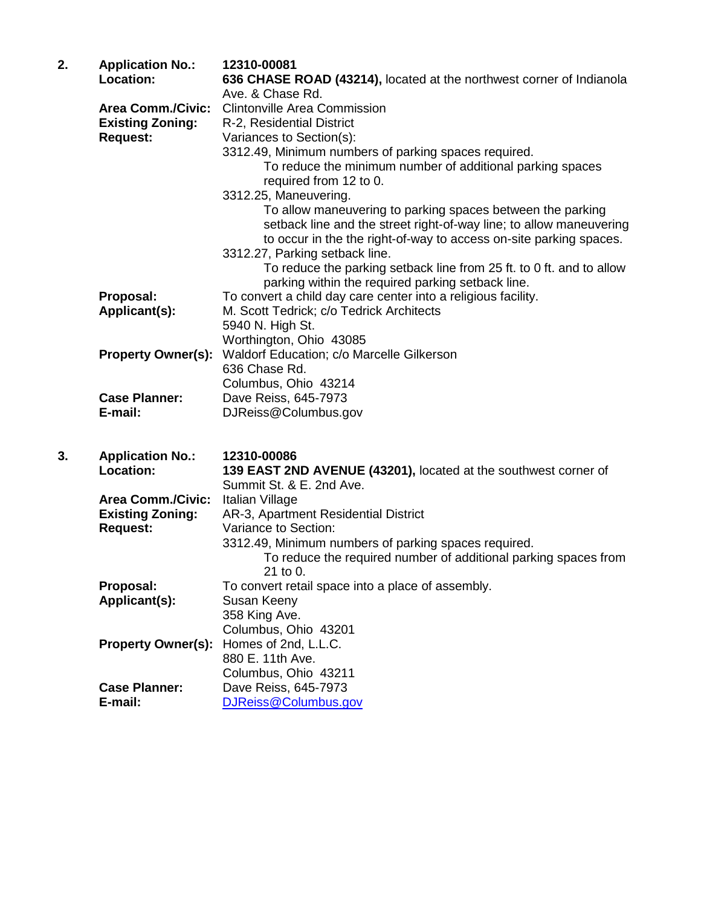2. **Application No.:** **12310-00081**

**Location:** **636 CHASE ROAD (43214),** located at the northwest corner of Indianola Ave. & Chase Rd.

**Area Comm./Civic:** Clintonville Area Commission

**Existing Zoning:** R-2, Residential District

**Request:** Variances to Section(s):

3312.49, Minimum numbers of parking spaces required.

To reduce the minimum number of additional parking spaces required from 12 to 0.

3312.25, Maneuvering.

To allow maneuvering to parking spaces between the parking setback line and the street right-of-way line; to allow maneuvering to occur in the the right-of-way to access on-site parking spaces.

3312.27, Parking setback line.

To reduce the parking setback line from 25 ft. to 0 ft. and to allow parking within the required parking setback line.

**Proposal:** To convert a child day care center into a religious facility.

**Applicant(s):** M. Scott Tedrick; c/o Tedrick Architects
5940 N. High St.
Worthington, Ohio 43085

**Property Owner(s):** Waldorf Education; c/o Marcelle Gilkerson
636 Chase Rd.
Columbus, Ohio 43214

**Case Planner:** Dave Reiss, 645-7973

**E-mail:** DJReiss@Columbus.gov

3. **Application No.:** **12310-00086**

**Location:** **139 EAST 2ND AVENUE (43201),** located at the southwest corner of Summit St. & E. 2nd Ave.

**Area Comm./Civic:** Italian Village

**Existing Zoning:** AR-3, Apartment Residential District

**Request:** Variance to Section:

3312.49, Minimum numbers of parking spaces required.

To reduce the required number of additional parking spaces from 21 to 0.

**Proposal:** To convert retail space into a place of assembly.

**Applicant(s):** Susan Keeny
358 King Ave.
Columbus, Ohio 43201

**Property Owner(s):** Homes of 2nd, L.L.C.
880 E. 11th Ave.
Columbus, Ohio 43211

**Case Planner:** Dave Reiss, 645-7973

**E-mail:** DJReiss@Columbus.gov